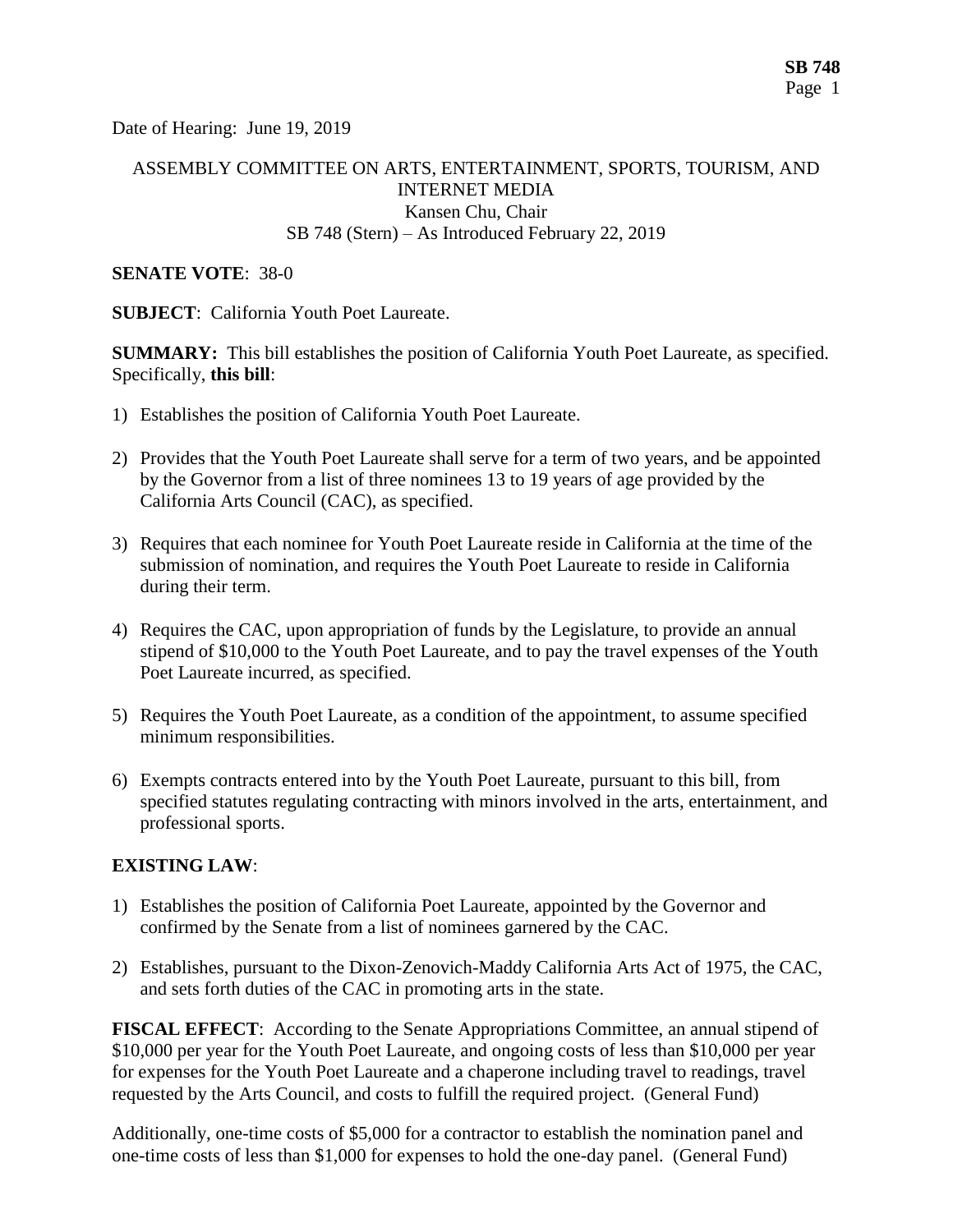Date of Hearing: June 19, 2019

ASSEMBLY COMMITTEE ON ARTS, ENTERTAINMENT, SPORTS, TOURISM, AND INTERNET MEDIA
Kansen Chu, Chair
SB 748 (Stern) – As Introduced February 22, 2019

**SENATE VOTE**: 38-0

**SUBJECT**: California Youth Poet Laureate.

**SUMMARY:** This bill establishes the position of California Youth Poet Laureate, as specified. Specifically, **this bill**:

1) Establishes the position of California Youth Poet Laureate.

2) Provides that the Youth Poet Laureate shall serve for a term of two years, and be appointed by the Governor from a list of three nominees 13 to 19 years of age provided by the California Arts Council (CAC), as specified.

3) Requires that each nominee for Youth Poet Laureate reside in California at the time of the submission of nomination, and requires the Youth Poet Laureate to reside in California during their term.

4) Requires the CAC, upon appropriation of funds by the Legislature, to provide an annual stipend of $10,000 to the Youth Poet Laureate, and to pay the travel expenses of the Youth Poet Laureate incurred, as specified.

5) Requires the Youth Poet Laureate, as a condition of the appointment, to assume specified minimum responsibilities.

6) Exempts contracts entered into by the Youth Poet Laureate, pursuant to this bill, from specified statutes regulating contracting with minors involved in the arts, entertainment, and professional sports.

**EXISTING LAW**:

1) Establishes the position of California Poet Laureate, appointed by the Governor and confirmed by the Senate from a list of nominees garnered by the CAC.

2) Establishes, pursuant to the Dixon-Zenovich-Maddy California Arts Act of 1975, the CAC, and sets forth duties of the CAC in promoting arts in the state.

**FISCAL EFFECT**: According to the Senate Appropriations Committee, an annual stipend of $10,000 per year for the Youth Poet Laureate, and ongoing costs of less than $10,000 per year for expenses for the Youth Poet Laureate and a chaperone including travel to readings, travel requested by the Arts Council, and costs to fulfill the required project. (General Fund)

Additionally, one-time costs of $5,000 for a contractor to establish the nomination panel and one-time costs of less than $1,000 for expenses to hold the one-day panel. (General Fund)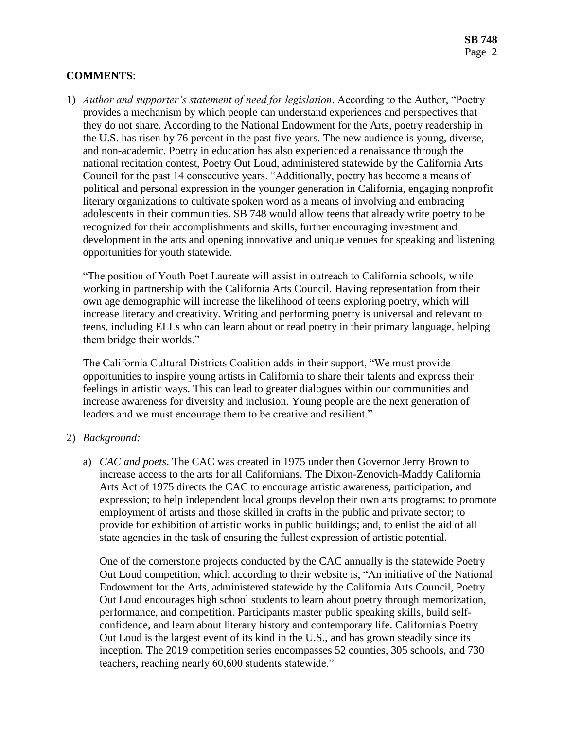**COMMENTS**:

1) *Author and supporter's statement of need for legislation*. According to the Author, "Poetry provides a mechanism by which people can understand experiences and perspectives that they do not share. According to the National Endowment for the Arts, poetry readership in the U.S. has risen by 76 percent in the past five years. The new audience is young, diverse, and non-academic. Poetry in education has also experienced a renaissance through the national recitation contest, Poetry Out Loud, administered statewide by the California Arts Council for the past 14 consecutive years. "Additionally, poetry has become a means of political and personal expression in the younger generation in California, engaging nonprofit literary organizations to cultivate spoken word as a means of involving and embracing adolescents in their communities. SB 748 would allow teens that already write poetry to be recognized for their accomplishments and skills, further encouraging investment and development in the arts and opening innovative and unique venues for speaking and listening opportunities for youth statewide.

   "The position of Youth Poet Laureate will assist in outreach to California schools, while working in partnership with the California Arts Council. Having representation from their own age demographic will increase the likelihood of teens exploring poetry, which will increase literacy and creativity. Writing and performing poetry is universal and relevant to teens, including ELLs who can learn about or read poetry in their primary language, helping them bridge their worlds."

   The California Cultural Districts Coalition adds in their support, "We must provide opportunities to inspire young artists in California to share their talents and express their feelings in artistic ways. This can lead to greater dialogues within our communities and increase awareness for diversity and inclusion. Young people are the next generation of leaders and we must encourage them to be creative and resilient."

2) *Background:*

   a) *CAC and poets*. The CAC was created in 1975 under then Governor Jerry Brown to increase access to the arts for all Californians. The Dixon-Zenovich-Maddy California Arts Act of 1975 directs the CAC to encourage artistic awareness, participation, and expression; to help independent local groups develop their own arts programs; to promote employment of artists and those skilled in crafts in the public and private sector; to provide for exhibition of artistic works in public buildings; and, to enlist the aid of all state agencies in the task of ensuring the fullest expression of artistic potential.

      One of the cornerstone projects conducted by the CAC annually is the statewide Poetry Out Loud competition, which according to their website is, "An initiative of the National Endowment for the Arts, administered statewide by the California Arts Council, Poetry Out Loud encourages high school students to learn about poetry through memorization, performance, and competition. Participants master public speaking skills, build self-confidence, and learn about literary history and contemporary life. California's Poetry Out Loud is the largest event of its kind in the U.S., and has grown steadily since its inception. The 2019 competition series encompasses 52 counties, 305 schools, and 730 teachers, reaching nearly 60,600 students statewide."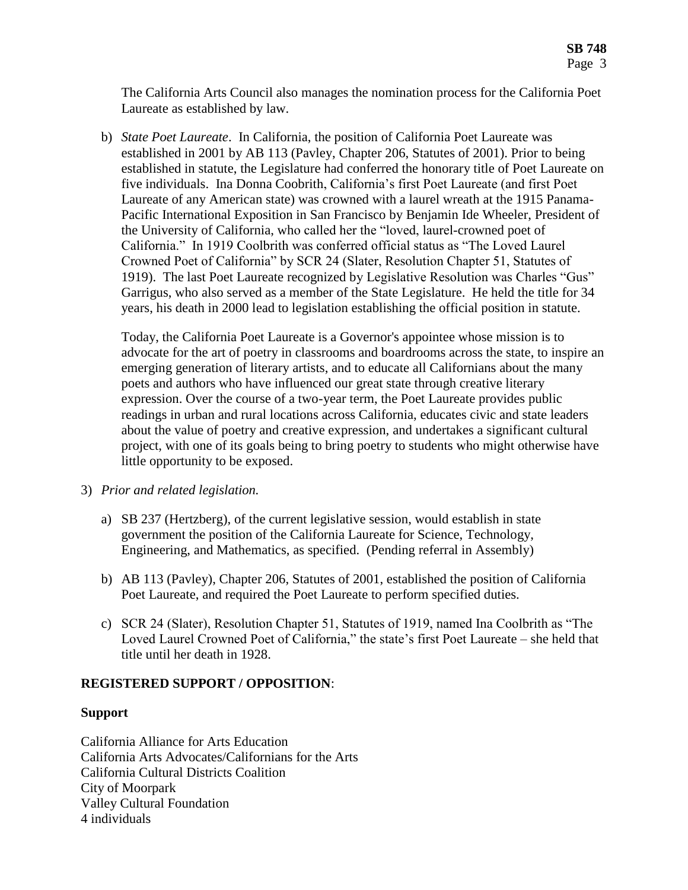The California Arts Council also manages the nomination process for the California Poet Laureate as established by law.

b) *State Poet Laureate*. In California, the position of California Poet Laureate was established in 2001 by AB 113 (Pavley, Chapter 206, Statutes of 2001). Prior to being established in statute, the Legislature had conferred the honorary title of Poet Laureate on five individuals. Ina Donna Coobrith, California's first Poet Laureate (and first Poet Laureate of any American state) was crowned with a laurel wreath at the 1915 Panama-Pacific International Exposition in San Francisco by Benjamin Ide Wheeler, President of the University of California, who called her the "loved, laurel-crowned poet of California." In 1919 Coolbrith was conferred official status as "The Loved Laurel Crowned Poet of California" by SCR 24 (Slater, Resolution Chapter 51, Statutes of 1919). The last Poet Laureate recognized by Legislative Resolution was Charles "Gus" Garrigus, who also served as a member of the State Legislature. He held the title for 34 years, his death in 2000 lead to legislation establishing the official position in statute.

   Today, the California Poet Laureate is a Governor's appointee whose mission is to advocate for the art of poetry in classrooms and boardrooms across the state, to inspire an emerging generation of literary artists, and to educate all Californians about the many poets and authors who have influenced our great state through creative literary expression. Over the course of a two-year term, the Poet Laureate provides public readings in urban and rural locations across California, educates civic and state leaders about the value of poetry and creative expression, and undertakes a significant cultural project, with one of its goals being to bring poetry to students who might otherwise have little opportunity to be exposed.

3) *Prior and related legislation.*

   a) SB 237 (Hertzberg), of the current legislative session, would establish in state government the position of the California Laureate for Science, Technology, Engineering, and Mathematics, as specified. (Pending referral in Assembly)

   b) AB 113 (Pavley), Chapter 206, Statutes of 2001, established the position of California Poet Laureate, and required the Poet Laureate to perform specified duties.

   c) SCR 24 (Slater), Resolution Chapter 51, Statutes of 1919, named Ina Coolbrith as "The Loved Laurel Crowned Poet of California," the state's first Poet Laureate – she held that title until her death in 1928.

**REGISTERED SUPPORT / OPPOSITION**:

**Support**

California Alliance for Arts Education
California Arts Advocates/Californians for the Arts
California Cultural Districts Coalition
City of Moorpark
Valley Cultural Foundation
4 individuals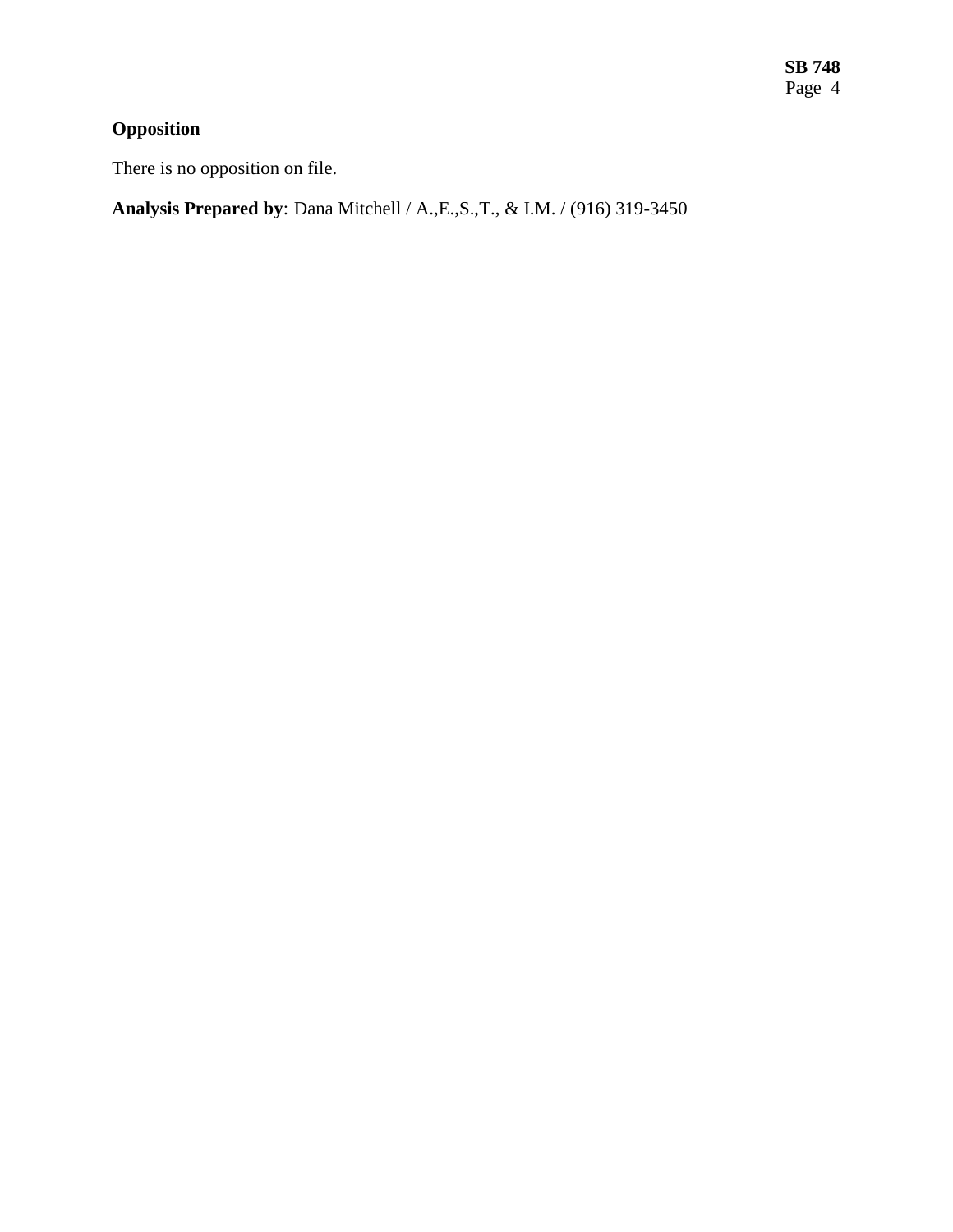**Opposition**

There is no opposition on file.

**Analysis Prepared by**: Dana Mitchell / A.,E.,S.,T., & I.M. / (916) 319-3450